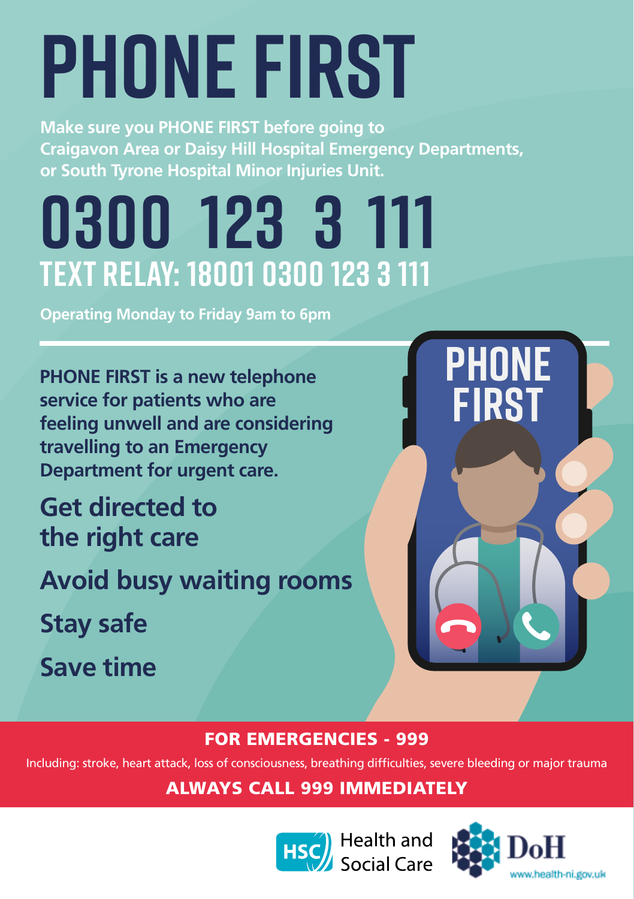# PHONE FIRST

**Make sure you PHONE FIRST before going to Craigavon Area or Daisy Hill Hospital Emergency Departments, or South Tyrone Hospital Minor Injuries Unit.**

# 0300 123 3 111

## TEXT RELAY: 18001 0300 123 3 111

**Operating Monday to Friday 9am to 6pm**

**PHONE FIRST is a new telephone service for patients who are feeling unwell and are considering travelling to an Emergency Department for urgent care.**

**Get directed to the right care**

**Avoid busy waiting rooms**

**Stay safe**

**Save time**

PHONE FIRST

**FOR EMERGENCIES - 999**

Including: stroke, heart attack, loss of consciousness, breathing difficulties, severe bleeding or major trauma

**ALWAYS CALL 999 IMMEDIATELY**

HSC Health and Social Care

DoH www.health-ni.gov.uk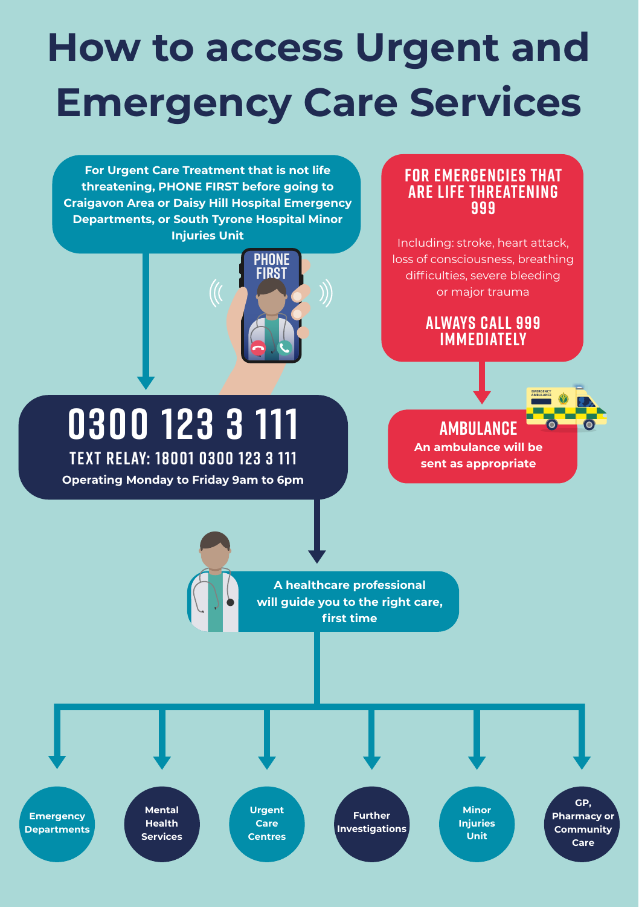# How to access Urgent and Emergency Care Services

For Urgent Care Treatment that is not life threatening, PHONE FIRST before going to Craigavon Area or Daisy Hill Hospital Emergency Departments, or South Tyrone Hospital Minor Injuries Unit

PHONE FIRST

## 0300 123 3 111

**TEXT RELAY: 18001 0300 123 3 111**

Operating Monday to Friday 9am to 6pm

A healthcare professional will guide you to the right care, first time

- Emergency Departments
- Mental Health Services
- Urgent Care Centres
- Further Investigations
- Minor Injuries Unit
- GP, Pharmacy or Community Care

## FOR EMERGENCIES THAT ARE LIFE THREATENING 999

Including: stroke, heart attack, loss of consciousness, breathing difficulties, severe bleeding or major trauma

**ALWAYS CALL 999 IMMEDIATELY**

## AMBULANCE

An ambulance will be sent as appropriate